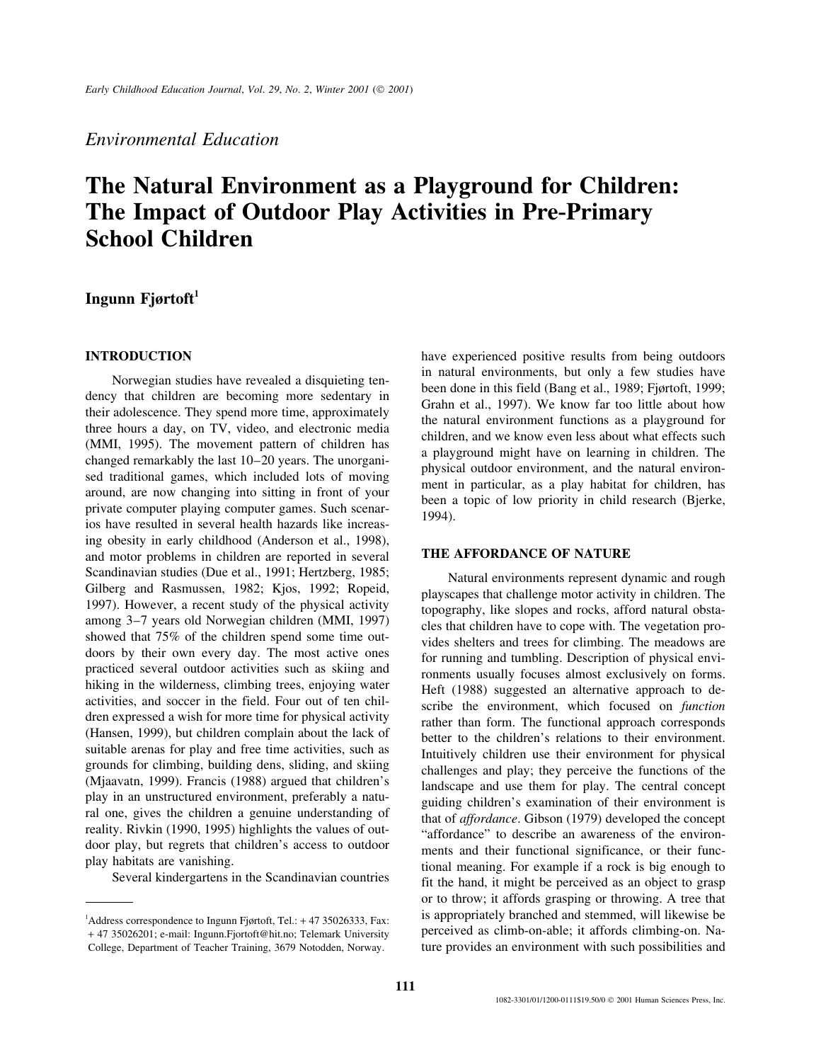*Environmental Education*

# The Natural Environment as a Playground for Children: The Impact of Outdoor Play Activities in Pre-Primary School Children

**Ingunn Fjørtoft**[1]

## INTRODUCTION

Norwegian studies have revealed a disquieting tendency that children are becoming more sedentary in their adolescence. They spend more time, approximately three hours a day, on TV, video, and electronic media (MMI, 1995). The movement pattern of children has changed remarkably the last 10–20 years. The unorganised traditional games, which included lots of moving around, are now changing into sitting in front of your private computer playing computer games. Such scenarios have resulted in several health hazards like increasing obesity in early childhood (Anderson et al., 1998), and motor problems in children are reported in several Scandinavian studies (Due et al., 1991; Hertzberg, 1985; Gilberg and Rasmussen, 1982; Kjos, 1992; Ropeid, 1997). However, a recent study of the physical activity among 3–7 years old Norwegian children (MMI, 1997) showed that 75% of the children spend some time outdoors by their own every day. The most active ones practiced several outdoor activities such as skiing and hiking in the wilderness, climbing trees, enjoying water activities, and soccer in the field. Four out of ten children expressed a wish for more time for physical activity (Hansen, 1999), but children complain about the lack of suitable arenas for play and free time activities, such as grounds for climbing, building dens, sliding, and skiing (Mjaavatn, 1999). Francis (1988) argued that children's play in an unstructured environment, preferably a natural one, gives the children a genuine understanding of reality. Rivkin (1990, 1995) highlights the values of outdoor play, but regrets that children's access to outdoor play habitats are vanishing.

Several kindergartens in the Scandinavian countries have experienced positive results from being outdoors in natural environments, but only a few studies have been done in this field (Bang et al., 1989; Fjørtoft, 1999; Grahn et al., 1997). We know far too little about how the natural environment functions as a playground for children, and we know even less about what effects such a playground might have on learning in children. The physical outdoor environment, and the natural environment in particular, as a play habitat for children, has been a topic of low priority in child research (Bjerke, 1994).

## THE AFFORDANCE OF NATURE

Natural environments represent dynamic and rough playscapes that challenge motor activity in children. The topography, like slopes and rocks, afford natural obstacles that children have to cope with. The vegetation provides shelters and trees for climbing. The meadows are for running and tumbling. Description of physical environments usually focuses almost exclusively on forms. Heft (1988) suggested an alternative approach to describe the environment, which focused on *function* rather than form. The functional approach corresponds better to the children's relations to their environment. Intuitively children use their environment for physical challenges and play; they perceive the functions of the landscape and use them for play. The central concept guiding children's examination of their environment is that of *affordance*. Gibson (1979) developed the concept "affordance" to describe an awareness of the environments and their functional significance, or their functional meaning. For example if a rock is big enough to fit the hand, it might be perceived as an object to grasp or to throw; it affords grasping or throwing. A tree that is appropriately branched and stemmed, will likewise be perceived as climb-on-able; it affords climbing-on. Nature provides an environment with such possibilities and

---

[1] Address correspondence to Ingunn Fjørtoft, Tel.: + 47 35026333, Fax: + 47 35026201; e-mail: Ingunn.Fjortoft@hit.no; Telemark University College, Department of Teacher Training, 3679 Notodden, Norway.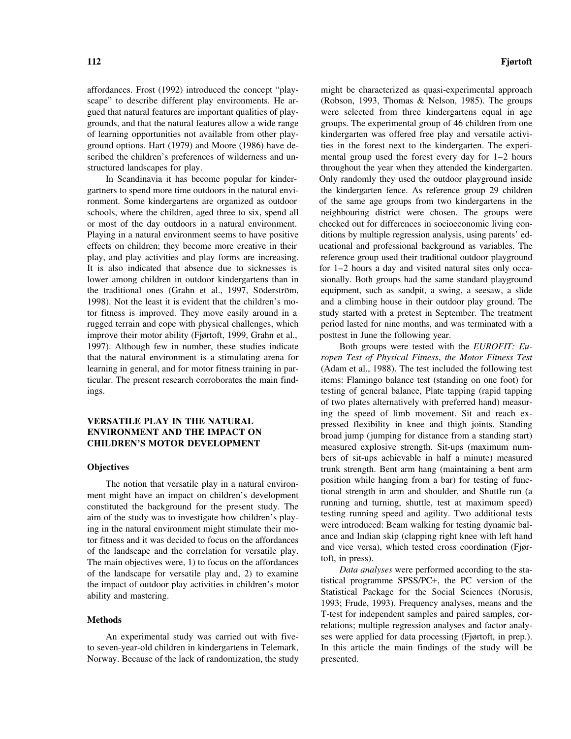affordances. Frost (1992) introduced the concept "playscape" to describe different play environments. He argued that natural features are important qualities of playgrounds, and that the natural features allow a wide range of learning opportunities not available from other playground options. Hart (1979) and Moore (1986) have described the children's preferences of wilderness and unstructured landscapes for play.

In Scandinavia it has become popular for kindergartners to spend more time outdoors in the natural environment. Some kindergartens are organized as outdoor schools, where the children, aged three to six, spend all or most of the day outdoors in a natural environment. Playing in a natural environment seems to have positive effects on children; they become more creative in their play, and play activities and play forms are increasing. It is also indicated that absence due to sicknesses is lower among children in outdoor kindergartens than in the traditional ones (Grahn et al., 1997, Söderström, 1998). Not the least it is evident that the children's motor fitness is improved. They move easily around in a rugged terrain and cope with physical challenges, which improve their motor ability (Fjørtoft, 1999, Grahn et al., 1997). Although few in number, these studies indicate that the natural environment is a stimulating arena for learning in general, and for motor fitness training in particular. The present research corroborates the main findings.

## VERSATILE PLAY IN THE NATURAL ENVIRONMENT AND THE IMPACT ON CHILDREN'S MOTOR DEVELOPMENT

### Objectives

The notion that versatile play in a natural environment might have an impact on children's development constituted the background for the present study. The aim of the study was to investigate how children's playing in the natural environment might stimulate their motor fitness and it was decided to focus on the affordances of the landscape and the correlation for versatile play. The main objectives were, 1) to focus on the affordances of the landscape for versatile play and, 2) to examine the impact of outdoor play activities in children's motor ability and mastering.

### Methods

An experimental study was carried out with five- to seven-year-old children in kindergartens in Telemark, Norway. Because of the lack of randomization, the study might be characterized as quasi-experimental approach (Robson, 1993, Thomas & Nelson, 1985). The groups were selected from three kindergartens equal in age groups. The experimental group of 46 children from one kindergarten was offered free play and versatile activities in the forest next to the kindergarten. The experimental group used the forest every day for 1–2 hours throughout the year when they attended the kindergarten. Only randomly they used the outdoor playground inside the kindergarten fence. As reference group 29 children of the same age groups from two kindergartens in the neighbouring district were chosen. The groups were checked out for differences in socioeconomic living conditions by multiple regression analysis, using parents' educational and professional background as variables. The reference group used their traditional outdoor playground for 1–2 hours a day and visited natural sites only occasionally. Both groups had the same standard playground equipment, such as sandpit, a swing, a seesaw, a slide and a climbing house in their outdoor play ground. The study started with a pretest in September. The treatment period lasted for nine months, and was terminated with a posttest in June the following year.

Both groups were tested with the *EUROFIT: Europen Test of Physical Fitness*, *the Motor Fitness Test* (Adam et al., 1988). The test included the following test items: Flamingo balance test (standing on one foot) for testing of general balance, Plate tapping (rapid tapping of two plates alternatively with preferred hand) measuring the speed of limb movement. Sit and reach expressed flexibility in knee and thigh joints. Standing broad jump (jumping for distance from a standing start) measured explosive strength. Sit-ups (maximum numbers of sit-ups achievable in half a minute) measured trunk strength. Bent arm hang (maintaining a bent arm position while hanging from a bar) for testing of functional strength in arm and shoulder, and Shuttle run (a running and turning, shuttle, test at maximum speed) testing running speed and agility. Two additional tests were introduced: Beam walking for testing dynamic balance and Indian skip (clapping right knee with left hand and vice versa), which tested cross coordination (Fjørtoft, in press).

*Data analyses* were performed according to the statistical programme SPSS/PC+, the PC version of the Statistical Package for the Social Sciences (Norusis, 1993; Frude, 1993). Frequency analyses, means and the T-test for independent samples and paired samples, correlations; multiple regression analyses and factor analyses were applied for data processing (Fjørtoft, in prep.). In this article the main findings of the study will be presented.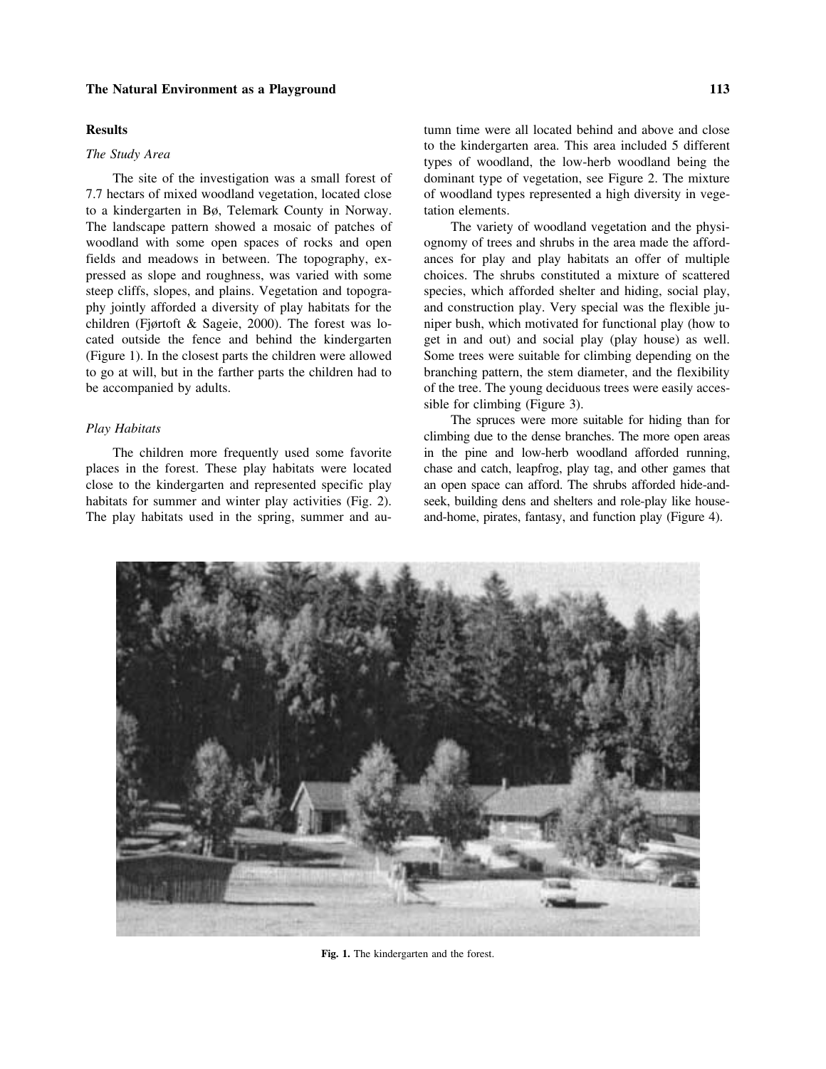## Results

### *The Study Area*

The site of the investigation was a small forest of 7.7 hectars of mixed woodland vegetation, located close to a kindergarten in Bø, Telemark County in Norway. The landscape pattern showed a mosaic of patches of woodland with some open spaces of rocks and open fields and meadows in between. The topography, expressed as slope and roughness, was varied with some steep cliffs, slopes, and plains. Vegetation and topography jointly afforded a diversity of play habitats for the children (Fjørtoft & Sageie, 2000). The forest was located outside the fence and behind the kindergarten (Figure 1). In the closest parts the children were allowed to go at will, but in the farther parts the children had to be accompanied by adults.

### *Play Habitats*

The children more frequently used some favorite places in the forest. These play habitats were located close to the kindergarten and represented specific play habitats for summer and winter play activities (Fig. 2). The play habitats used in the spring, summer and autumn time were all located behind and above and close to the kindergarten area. This area included 5 different types of woodland, the low-herb woodland being the dominant type of vegetation, see Figure 2. The mixture of woodland types represented a high diversity in vegetation elements.

The variety of woodland vegetation and the physiognomy of trees and shrubs in the area made the affordances for play and play habitats an offer of multiple choices. The shrubs constituted a mixture of scattered species, which afforded shelter and hiding, social play, and construction play. Very special was the flexible juniper bush, which motivated for functional play (how to get in and out) and social play (play house) as well. Some trees were suitable for climbing depending on the branching pattern, the stem diameter, and the flexibility of the tree. The young deciduous trees were easily accessible for climbing (Figure 3).

The spruces were more suitable for hiding than for climbing due to the dense branches. The more open areas in the pine and low-herb woodland afforded running, chase and catch, leapfrog, play tag, and other games that an open space can afford. The shrubs afforded hide-and-seek, building dens and shelters and role-play like house-and-home, pirates, fantasy, and function play (Figure 4).

**Fig. 1.** The kindergarten and the forest.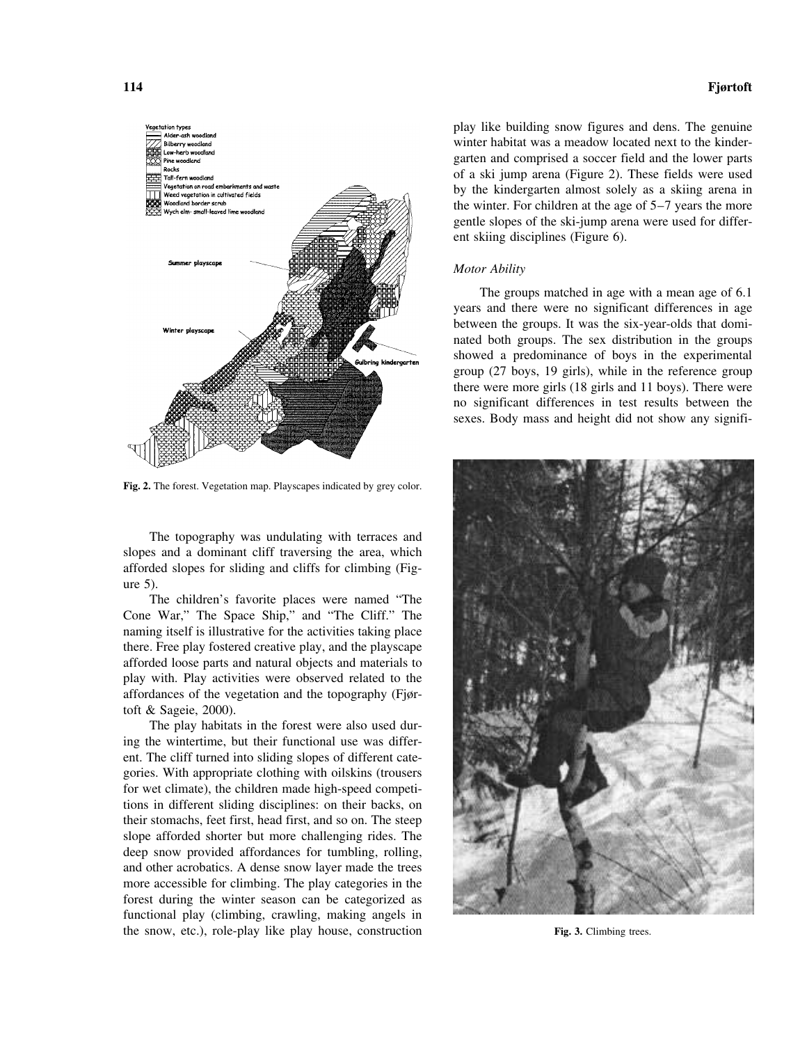Fig. 2. The forest. Vegetation map. Playscapes indicated by grey color.

The topography was undulating with terraces and slopes and a dominant cliff traversing the area, which afforded slopes for sliding and cliffs for climbing (Figure 5).

The children's favorite places were named "The Cone War," The Space Ship," and "The Cliff." The naming itself is illustrative for the activities taking place there. Free play fostered creative play, and the playscape afforded loose parts and natural objects and materials to play with. Play activities were observed related to the affordances of the vegetation and the topography (Fjørtoft & Sageie, 2000).

The play habitats in the forest were also used during the wintertime, but their functional use was different. The cliff turned into sliding slopes of different categories. With appropriate clothing with oilskins (trousers for wet climate), the children made high-speed competitions in different sliding disciplines: on their backs, on their stomachs, feet first, head first, and so on. The steep slope afforded shorter but more challenging rides. The deep snow provided affordances for tumbling, rolling, and other acrobatics. A dense snow layer made the trees more accessible for climbing. The play categories in the forest during the winter season can be categorized as functional play (climbing, crawling, making angels in the snow, etc.), role-play like play house, construction play like building snow figures and dens. The genuine winter habitat was a meadow located next to the kindergarten and comprised a soccer field and the lower parts of a ski jump arena (Figure 2). These fields were used by the kindergarten almost solely as a skiing arena in the winter. For children at the age of 5–7 years the more gentle slopes of the ski-jump arena were used for different skiing disciplines (Figure 6).

### *Motor Ability*

The groups matched in age with a mean age of 6.1 years and there were no significant differences in age between the groups. It was the six-year-olds that dominated both groups. The sex distribution in the groups showed a predominance of boys in the experimental group (27 boys, 19 girls), while in the reference group there were more girls (18 girls and 11 boys). There were no significant differences in test results between the sexes. Body mass and height did not show any signifi-

Fig. 3. Climbing trees.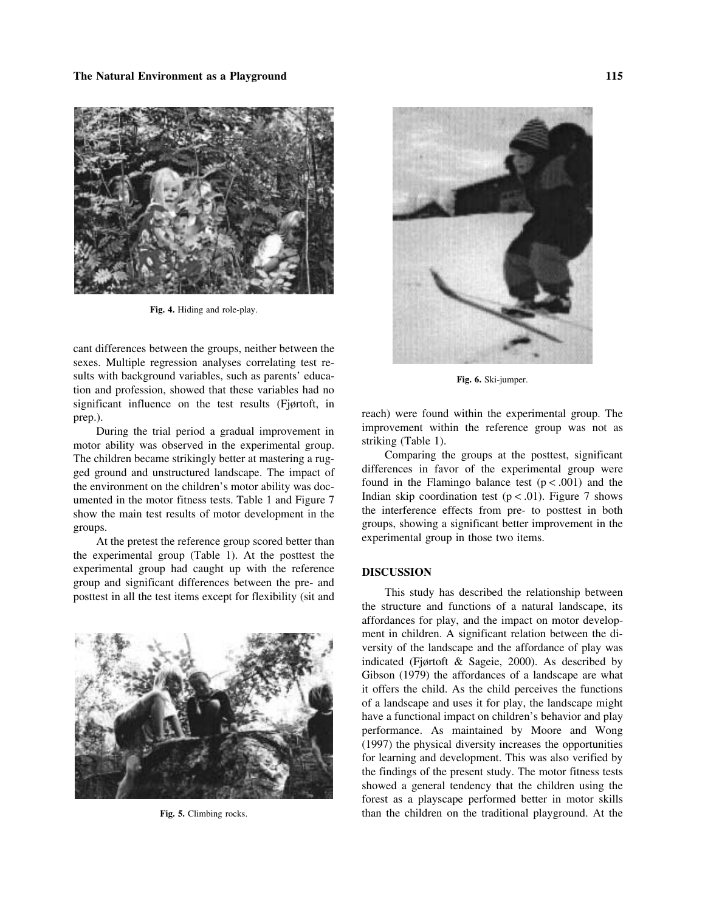Fig. 4. Hiding and role-play.

cant differences between the groups, neither between the sexes. Multiple regression analyses correlating test results with background variables, such as parents' education and profession, showed that these variables had no significant influence on the test results (Fjørtoft, in prep.).

During the trial period a gradual improvement in motor ability was observed in the experimental group. The children became strikingly better at mastering a rugged ground and unstructured landscape. The impact of the environment on the children's motor ability was documented in the motor fitness tests. Table 1 and Figure 7 show the main test results of motor development in the groups.

At the pretest the reference group scored better than the experimental group (Table 1). At the posttest the experimental group had caught up with the reference group and significant differences between the pre- and posttest in all the test items except for flexibility (sit and reach) were found within the experimental group. The improvement within the reference group was not as striking (Table 1).

Fig. 5. Climbing rocks.

Fig. 6. Ski-jumper.

Comparing the groups at the posttest, significant differences in favor of the experimental group were found in the Flamingo balance test ($p < .001$) and the Indian skip coordination test ($p < .01$). Figure 7 shows the interference effects from pre- to posttest in both groups, showing a significant better improvement in the experimental group in those two items.

## DISCUSSION

This study has described the relationship between the structure and functions of a natural landscape, its affordances for play, and the impact on motor development in children. A significant relation between the diversity of the landscape and the affordance of play was indicated (Fjørtoft & Sageie, 2000). As described by Gibson (1979) the affordances of a landscape are what it offers the child. As the child perceives the functions of a landscape and uses it for play, the landscape might have a functional impact on children's behavior and play performance. As maintained by Moore and Wong (1997) the physical diversity increases the opportunities for learning and development. This was also verified by the findings of the present study. The motor fitness tests showed a general tendency that the children using the forest as a playscape performed better in motor skills than the children on the traditional playground. At the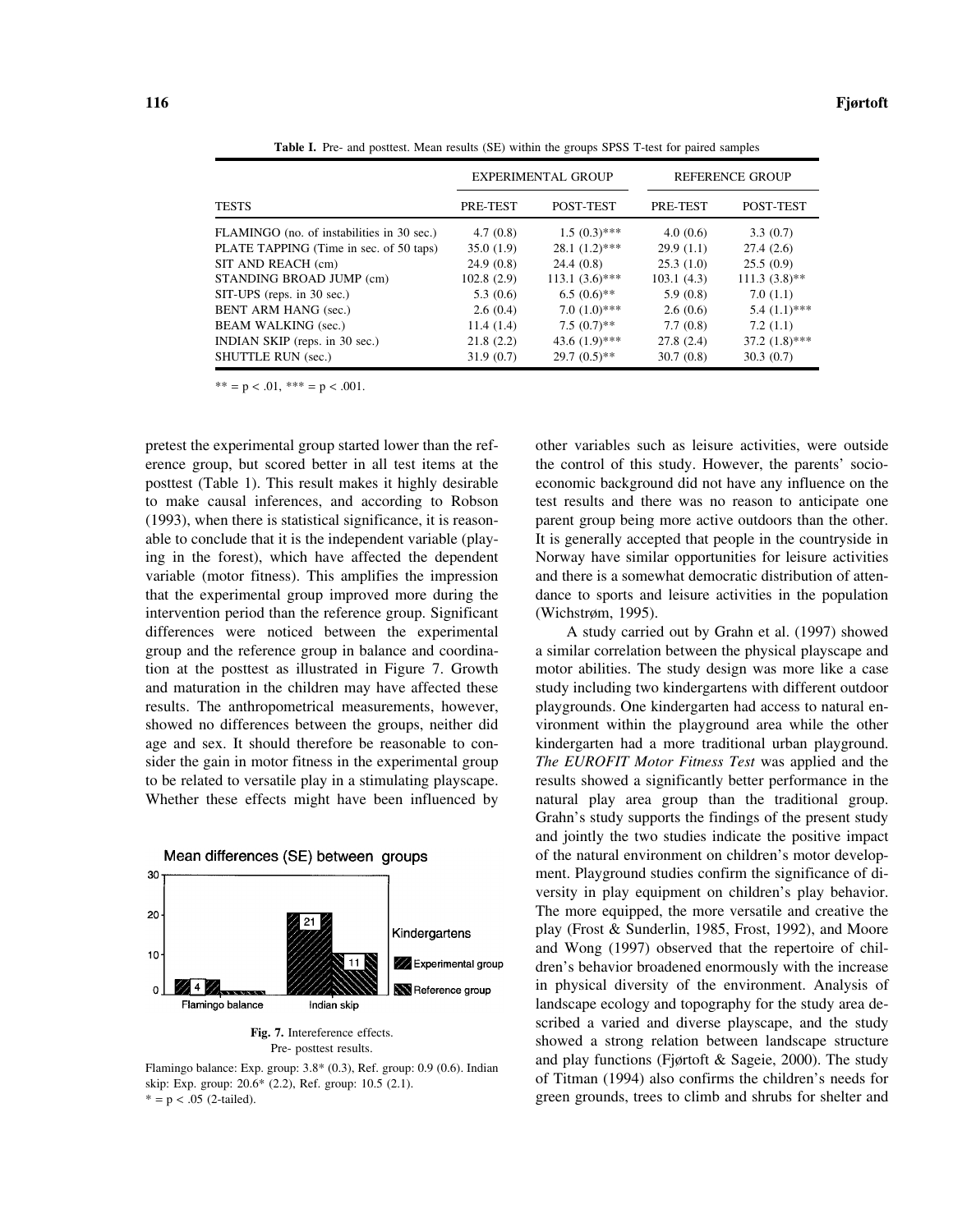**Table I.** Pre- and posttest. Mean results (SE) within the groups SPSS T-test for paired samples

| TESTS | EXPERIMENTAL GROUP | | REFERENCE GROUP | |
|---|---|---|---|---|
| | PRE-TEST | POST-TEST | PRE-TEST | POST-TEST |
| FLAMINGO (no. of instabilities in 30 sec.) | 4.7 (0.8) | 1.5 (0.3)*** | 4.0 (0.6) | 3.3 (0.7) |
| PLATE TAPPING (Time in sec. of 50 taps) | 35.0 (1.9) | 28.1 (1.2)*** | 29.9 (1.1) | 27.4 (2.6) |
| SIT AND REACH (cm) | 24.9 (0.8) | 24.4 (0.8) | 25.3 (1.0) | 25.5 (0.9) |
| STANDING BROAD JUMP (cm) | 102.8 (2.9) | 113.1 (3.6)*** | 103.1 (4.3) | 111.3 (3.8)** |
| SIT-UPS (reps. in 30 sec.) | 5.3 (0.6) | 6.5 (0.6)** | 5.9 (0.8) | 7.0 (1.1) |
| BENT ARM HANG (sec.) | 2.6 (0.4) | 7.0 (1.0)*** | 2.6 (0.6) | 5.4 (1.1)*** |
| BEAM WALKING (sec.) | 11.4 (1.4) | 7.5 (0.7)** | 7.7 (0.8) | 7.2 (1.1) |
| INDIAN SKIP (reps. in 30 sec.) | 21.8 (2.2) | 43.6 (1.9)*** | 27.8 (2.4) | 37.2 (1.8)*** |
| SHUTTLE RUN (sec.) | 31.9 (0.7) | 29.7 (0.5)** | 30.7 (0.8) | 30.3 (0.7) |

** = $p < .01$, *** = $p < .001$.

pretest the experimental group started lower than the reference group, but scored better in all test items at the posttest (Table 1). This result makes it highly desirable to make causal inferences, and according to Robson (1993), when there is statistical significance, it is reasonable to conclude that it is the independent variable (playing in the forest), which have affected the dependent variable (motor fitness). This amplifies the impression that the experimental group improved more during the intervention period than the reference group. Significant differences were noticed between the experimental group and the reference group in balance and coordination at the posttest as illustrated in Figure 7. Growth and maturation in the children may have affected these results. The anthropometrical measurements, however, showed no differences between the groups, neither did age and sex. It should therefore be reasonable to consider the gain in motor fitness in the experimental group to be related to versatile play in a stimulating playscape. Whether these effects might have been influenced by other variables such as leisure activities, were outside the control of this study. However, the parents' socioeconomic background did not have any influence on the test results and there was no reason to anticipate one parent group being more active outdoors than the other. It is generally accepted that people in the countryside in Norway have similar opportunities for leisure activities and there is a somewhat democratic distribution of attendance to sports and leisure activities in the population (Wichstrøm, 1995).

Mean differences (SE) between groups

| | Experimental group | Reference group |
|---|---|---|
| Flamingo balance | 4 | |
| Indian skip | 21 | 11 |

**Fig. 7.** Intereference effects. Pre- posttest results.

Flamingo balance: Exp. group: 3.8* (0.3), Ref. group: 0.9 (0.6). Indian skip: Exp. group: 20.6* (2.2), Ref. group: 10.5 (2.1).
* = $p < .05$ (2-tailed).

A study carried out by Grahn et al. (1997) showed a similar correlation between the physical playscape and motor abilities. The study design was more like a case study including two kindergartens with different outdoor playgrounds. One kindergarten had access to natural environment within the playground area while the other kindergarten had a more traditional urban playground. *The EUROFIT Motor Fitness Test* was applied and the results showed a significantly better performance in the natural play area group than the traditional group. Grahn's study supports the findings of the present study and jointly the two studies indicate the positive impact of the natural environment on children's motor development. Playground studies confirm the significance of diversity in play equipment on children's play behavior. The more equipped, the more versatile and creative the play (Frost & Sunderlin, 1985, Frost, 1992), and Moore and Wong (1997) observed that the repertoire of children's behavior broadened enormously with the increase in physical diversity of the environment. Analysis of landscape ecology and topography for the study area described a varied and diverse playscape, and the study showed a strong relation between landscape structure and play functions (Fjørtoft & Sageie, 2000). The study of Titman (1994) also confirms the children's needs for green grounds, trees to climb and shrubs for shelter and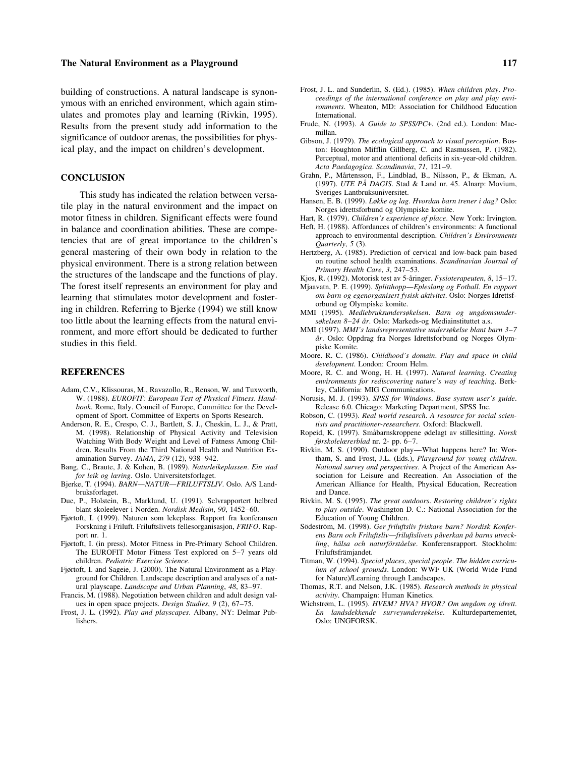building of constructions. A natural landscape is synonymous with an enriched environment, which again stimulates and promotes play and learning (Rivkin, 1995). Results from the present study add information to the significance of outdoor arenas, the possibilities for physical play, and the impact on children's development.

## CONCLUSION

This study has indicated the relation between versatile play in the natural environment and the impact on motor fitness in children. Significant effects were found in balance and coordination abilities. These are competencies that are of great importance to the children's general mastering of their own body in relation to the physical environment. There is a strong relation between the structures of the landscape and the functions of play. The forest itself represents an environment for play and learning that stimulates motor development and fostering in children. Referring to Bjerke (1994) we still know too little about the learning effects from the natural environment, and more effort should be dedicated to further studies in this field.

## REFERENCES

Adam, C.V., Klissouras, M., Ravazollo, R., Renson, W. and Tuxworth, W. (1988). *EUROFIT: European Test of Physical Fitness. Handbook*. Rome, Italy. Council of Europe, Committee for the Development of Sport. Committee of Experts on Sports Research.

Anderson, R. E., Crespo, C. J., Bartlett, S. J., Cheskin, L. J., & Pratt, M. (1998). Relationship of Physical Activity and Television Watching With Body Weight and Level of Fatness Among Children. Results From the Third National Health and Nutrition Examination Survey. *JAMA*, *279* (12), 938–942.

Bang, C., Braute, J. & Kohen, B. (1989). *Naturleikeplassen. Ein stad for leik og læring*. Oslo. Universitetsforlaget.

Bjerke, T. (1994). *BARN—NATUR—FRILUFTSLIV*. Oslo. A/S Landbruksforlaget.

Due, P., Holstein, B., Marklund, U. (1991). Selvrapportert helbred blant skoleelever i Norden. *Nordisk Medisin*, *90*, 1452–60.

Fjørtoft, I. (1999). Naturen som lekeplass. Rapport fra konferansen Forskning i Friluft. Friluftslivets fellesorganisasjon, *FRIFO*. Rapport nr. 1.

Fjørtoft, I. (in press). Motor Fitness in Pre-Primary School Children. The EUROFIT Motor Fitness Test explored on 5–7 years old children. *Pediatric Exercise Science*.

Fjørtoft, I. and Sageie, J. (2000). The Natural Environment as a Playground for Children. Landscape description and analyses of a natural playscape. *Landscape and Urban Planning*, *48*, 83–97.

Francis, M. (1988). Negotiation between children and adult design values in open space projects. *Design Studies*, *9* (2), 67–75.

Frost, J. L. (1992). *Play and playscapes*. Albany, NY: Delmar Publishers.

Frost, J. L. and Sunderlin, S. (Ed.). (1985). *When children play. Proceedings of the international conference on play and play environments*. Wheaton, MD: Association for Childhood Education International.

Frude, N. (1993). *A Guide to SPSS/PC+*. (2nd ed.). London: Macmillan.

Gibson, J. (1979). *The ecological approach to visual perception*. Boston: Houghton Mifflin Gillberg, C. and Rasmussen, P. (1982). Perceptual, motor and attentional deficits in six-year-old children. *Acta Paedagogica. Scandinavia*, *71*, 121–9.

Grahn, P., Mårtensson, F., Lindblad, B., Nilsson, P., & Ekman, A. (1997). *UTE PÅ DAGIS*. Stad & Land nr. 45. Alnarp: Movium, Sveriges Lantbruksuniversitet.

Hansen, E. B. (1999). *Løkke og lag. Hvordan barn trener i dag?* Oslo: Norges idrettsforbund og Olympiske komite.

Hart, R. (1979). *Children's experience of place*. New York: Irvington.

Heft, H. (1988). Affordances of children's environments: A functional approach to environmental description. *Children's Environments Quarterly*, *5* (3).

Hertzberg, A. (1985). Prediction of cervical and low-back pain based on routine school health examinations. *Scandinavian Journal of Primary Health Care*, *3*, 247–53.

Kjos, R. (1992). Motorisk test av 5-åringer. *Fysioterapeuten*, *8*, 15–17.

Mjaavatn, P. E. (1999). *Splitthopp—Epleslang og Fotball. En rapport om barn og egenorganisert fysisk aktivitet*. Oslo: Norges Idrettsforbund og Olympiske komite.

MMI (1995). *Mediebruksundersøkelsen. Barn og ungdomsundersøkelsen 8–24 år*. Oslo: Markeds-og Mediainstituttet a.s.

MMI (1997). *MMI's landsrepresentative undersøkelse blant barn 3–7 år*. Oslo: Oppdrag fra Norges Idrettsforbund og Norges Olympiske Komite.

Moore. R. C. (1986). *Childhood's domain. Play and space in child development*. London: Croom Helm.

Moore, R. C. and Wong, H. H. (1997). *Natural learning. Creating environments for rediscovering nature's way of teaching*. Berkley, California: MIG Communications.

Norusis, M. J. (1993). *SPSS for Windows. Base system user's guide*. Release 6.0. Chicago: Marketing Department, SPSS Inc.

Robson, C. (1993). *Real world research. A resource for social scientists and practitioner-researchers*. Oxford: Blackwell.

Ropeid, K. (1997). Småbarnskroppene ødelagt av stillesitting. *Norsk førskolelærerblad* nr. 2- pp. 6–7.

Rivkin, M. S. (1990). Outdoor play—What happens here? In: Wortham, S. and Frost, J.L. (Eds.), *Playground for young children. National survey and perspectives*. A Project of the American Association for Leisure and Recreation. An Association of the American Alliance for Health, Physical Education, Recreation and Dance.

Rivkin, M. S. (1995). *The great outdoors. Restoring children's rights to play outside*. Washington D. C.: National Association for the Education of Young Children.

Södeström, M. (1998). *Ger friluftsliv friskare barn? Nordisk Konferens Barn och Friluftsliv—friluftslivets påverkan på barns utveckling, hälsa och naturförståelse*. Konferensrapport. Stockholm: Friluftsfrämjandet.

Titman, W. (1994). *Special places, special people. The hidden curriculum of school grounds*. London: WWF UK (World Wide Fund for Nature)/Learning through Landscapes.

Thomas, R.T. and Nelson, J.K. (1985). *Research methods in physical activity*. Champaign: Human Kinetics.

Wichstrøm, L. (1995). *HVEM? HVA? HVOR? Om ungdom og idrett. En landsdekkende surveyundersøkelse*. Kulturdepartementet, Oslo: UNGFORSK.